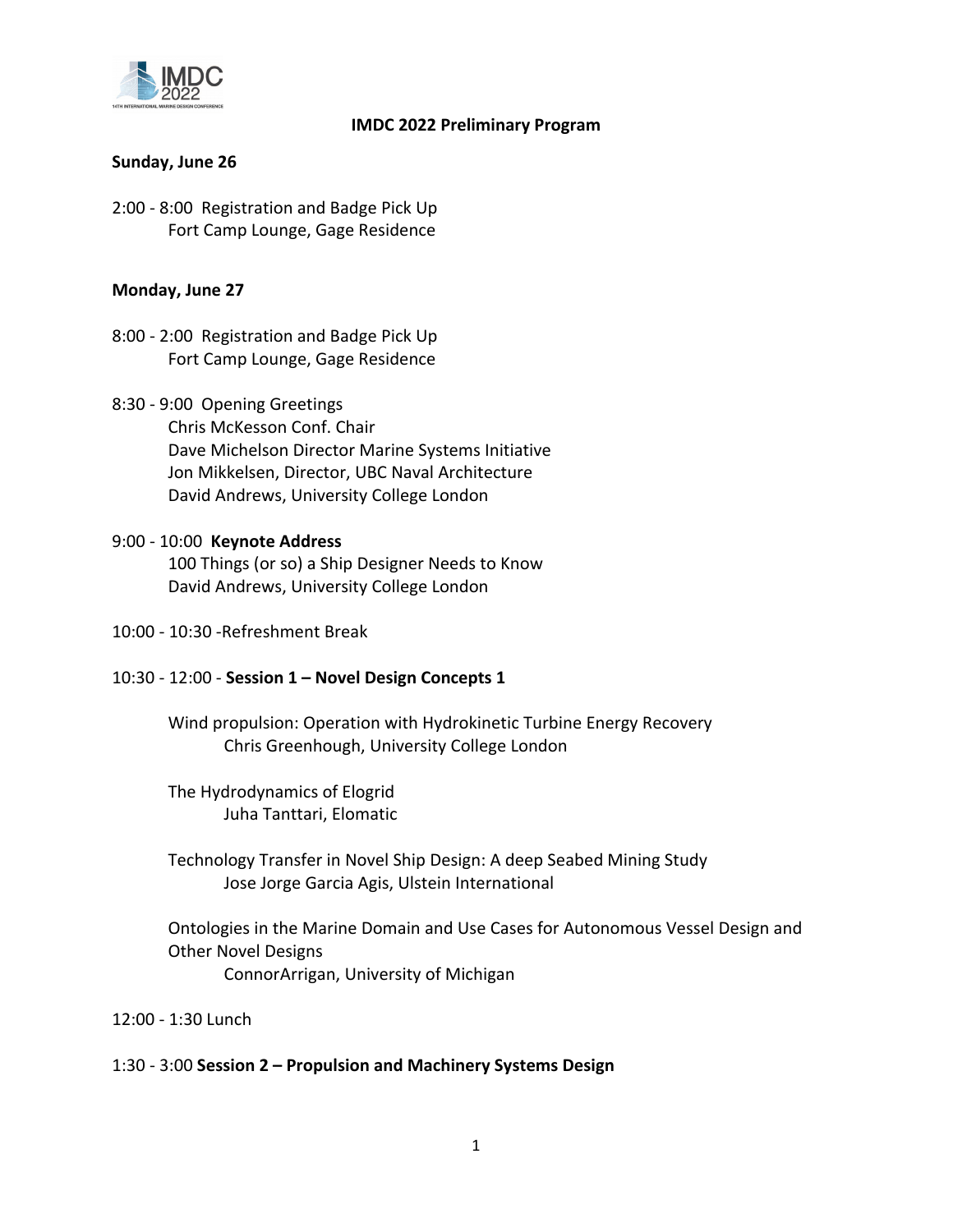# IMDC 2022 Preliminary Program

## Sunday, June 26

2:00 - 8:00 Registration and Badge Pick Up
Fort Camp Lounge, Gage Residence

## Monday, June 27

8:00 - 2:00 Registration and Badge Pick Up
Fort Camp Lounge, Gage Residence

8:30 - 9:00 Opening Greetings
Chris McKesson Conf. Chair
Dave Michelson Director Marine Systems Initiative
Jon Mikkelsen, Director, UBC Naval Architecture
David Andrews, University College London

9:00 - 10:00 **Keynote Address**
100 Things (or so) a Ship Designer Needs to Know
David Andrews, University College London

10:00 - 10:30 -Refreshment Break

10:30 - 12:00 - **Session 1 – Novel Design Concepts 1**

Wind propulsion: Operation with Hydrokinetic Turbine Energy Recovery
Chris Greenhough, University College London

The Hydrodynamics of Elogrid
Juha Tanttari, Elomatic

Technology Transfer in Novel Ship Design: A deep Seabed Mining Study
Jose Jorge Garcia Agis, Ulstein International

Ontologies in the Marine Domain and Use Cases for Autonomous Vessel Design and Other Novel Designs
ConnorArrigan, University of Michigan

12:00 - 1:30 Lunch

1:30 - 3:00 **Session 2 – Propulsion and Machinery Systems Design**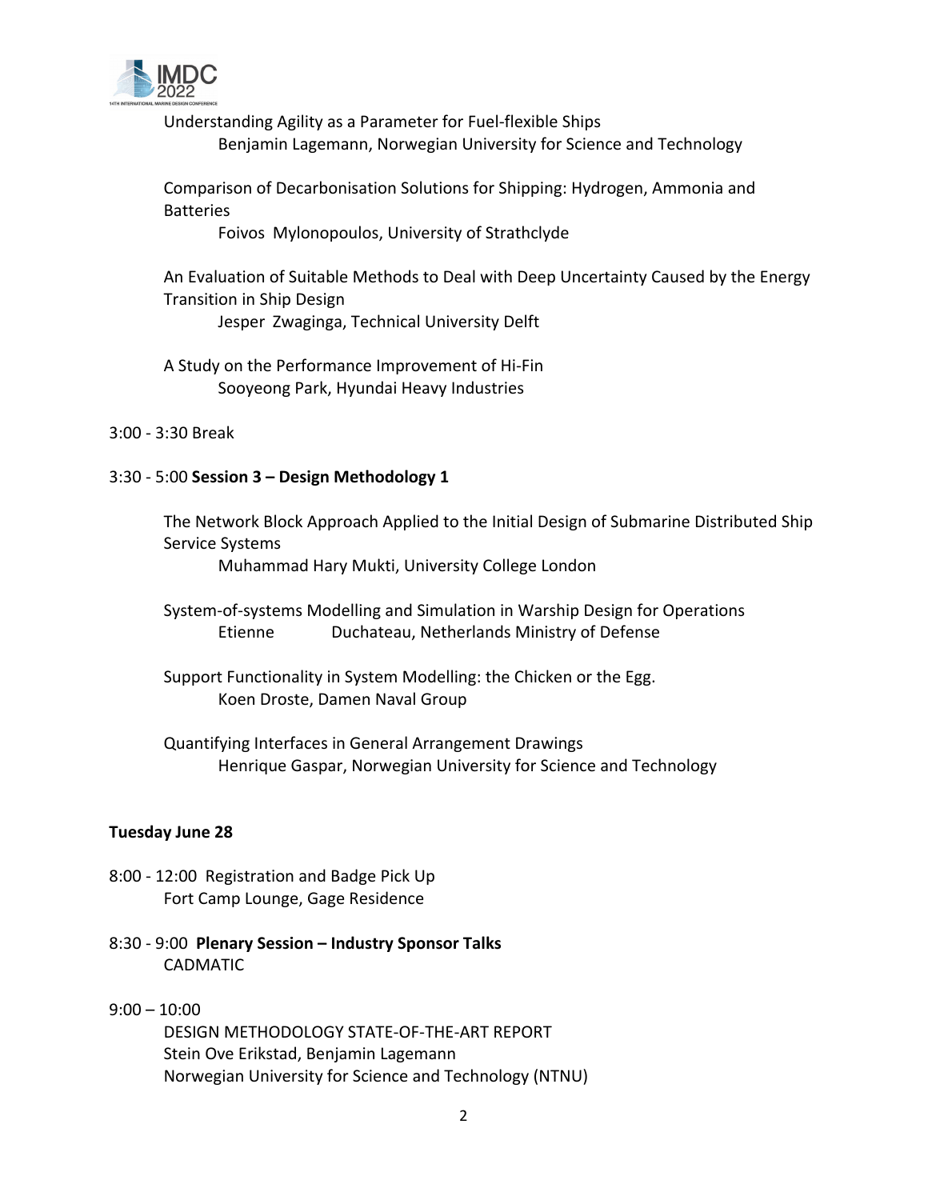Understanding Agility as a Parameter for Fuel-flexible Ships
Benjamin Lagemann, Norwegian University for Science and Technology

Comparison of Decarbonisation Solutions for Shipping: Hydrogen, Ammonia and Batteries
Foivos Mylonopoulos, University of Strathclyde

An Evaluation of Suitable Methods to Deal with Deep Uncertainty Caused by the Energy Transition in Ship Design
Jesper Zwaginga, Technical University Delft

A Study on the Performance Improvement of Hi-Fin
Sooyeong Park, Hyundai Heavy Industries

3:00 - 3:30 Break

3:30 - 5:00 **Session 3 – Design Methodology 1**

The Network Block Approach Applied to the Initial Design of Submarine Distributed Ship Service Systems
Muhammad Hary Mukti, University College London

System-of-systems Modelling and Simulation in Warship Design for Operations
Etienne Duchateau, Netherlands Ministry of Defense

Support Functionality in System Modelling: the Chicken or the Egg.
Koen Droste, Damen Naval Group

Quantifying Interfaces in General Arrangement Drawings
Henrique Gaspar, Norwegian University for Science and Technology

**Tuesday June 28**

8:00 - 12:00 Registration and Badge Pick Up
Fort Camp Lounge, Gage Residence

8:30 - 9:00 **Plenary Session – Industry Sponsor Talks**
CADMATIC

9:00 – 10:00
DESIGN METHODOLOGY STATE-OF-THE-ART REPORT
Stein Ove Erikstad, Benjamin Lagemann
Norwegian University for Science and Technology (NTNU)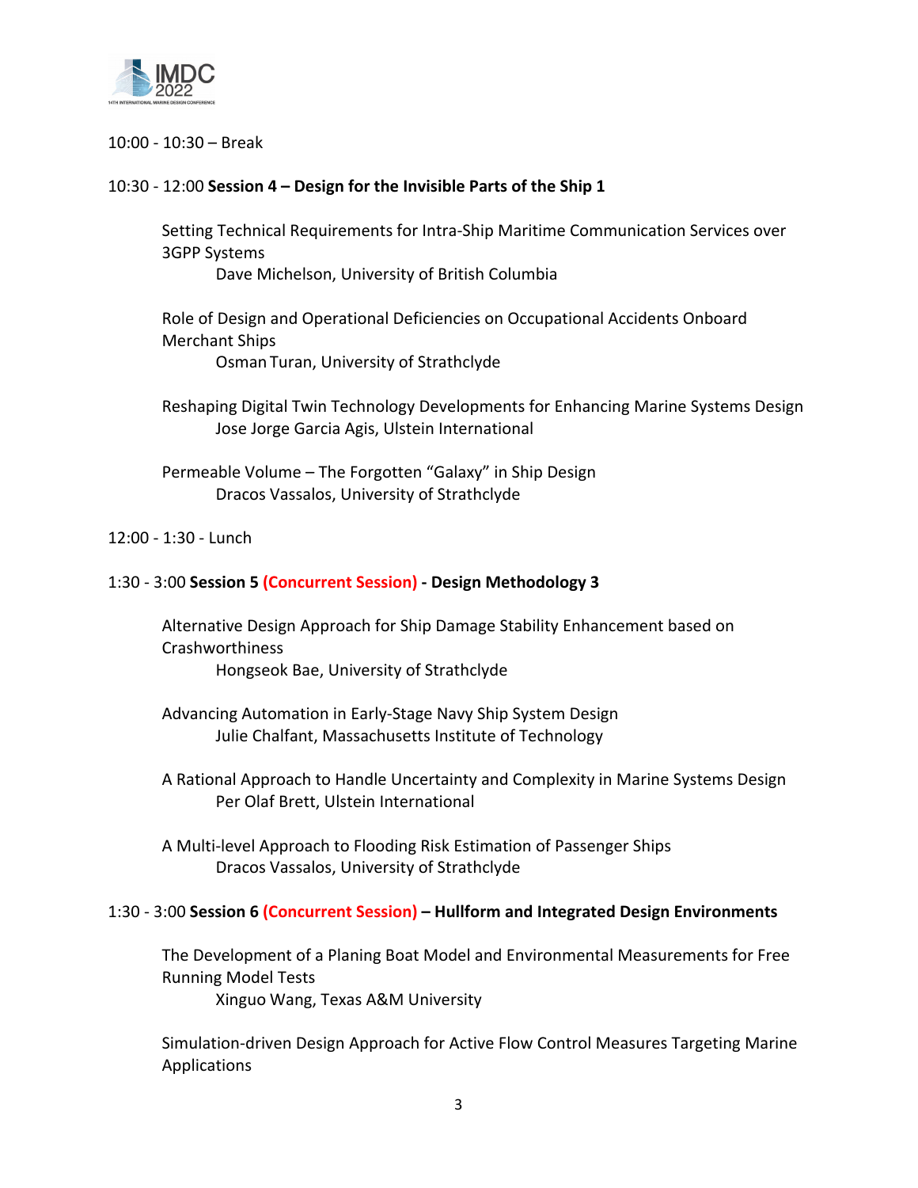10:00 - 10:30 – Break

10:30 - 12:00 **Session 4 – Design for the Invisible Parts of the Ship 1**

Setting Technical Requirements for Intra-Ship Maritime Communication Services over 3GPP Systems
Dave Michelson, University of British Columbia

Role of Design and Operational Deficiencies on Occupational Accidents Onboard Merchant Ships
Osman Turan, University of Strathclyde

Reshaping Digital Twin Technology Developments for Enhancing Marine Systems Design
Jose Jorge Garcia Agis, Ulstein International

Permeable Volume – The Forgotten "Galaxy" in Ship Design
Dracos Vassalos, University of Strathclyde

12:00 - 1:30 - Lunch

1:30 - 3:00 **Session 5 (Concurrent Session) - Design Methodology 3**

Alternative Design Approach for Ship Damage Stability Enhancement based on Crashworthiness
Hongseok Bae, University of Strathclyde

Advancing Automation in Early-Stage Navy Ship System Design
Julie Chalfant, Massachusetts Institute of Technology

A Rational Approach to Handle Uncertainty and Complexity in Marine Systems Design
Per Olaf Brett, Ulstein International

A Multi-level Approach to Flooding Risk Estimation of Passenger Ships
Dracos Vassalos, University of Strathclyde

1:30 - 3:00 **Session 6 (Concurrent Session) – Hullform and Integrated Design Environments**

The Development of a Planing Boat Model and Environmental Measurements for Free Running Model Tests
Xinguo Wang, Texas A&M University

Simulation-driven Design Approach for Active Flow Control Measures Targeting Marine Applications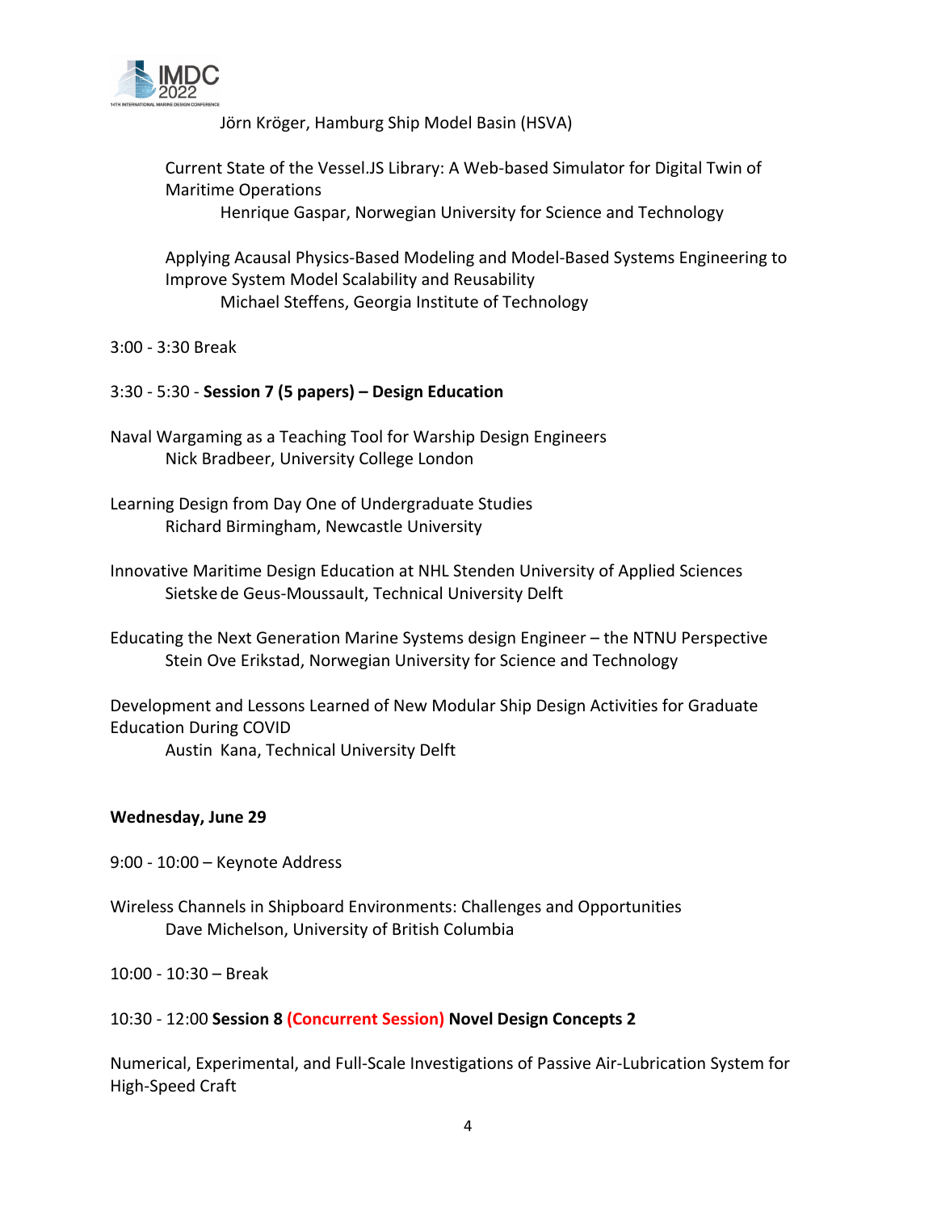Jörn Kröger, Hamburg Ship Model Basin (HSVA)

Current State of the Vessel.JS Library: A Web-based Simulator for Digital Twin of Maritime Operations
Henrique Gaspar, Norwegian University for Science and Technology

Applying Acausal Physics-Based Modeling and Model-Based Systems Engineering to Improve System Model Scalability and Reusability
Michael Steffens, Georgia Institute of Technology

3:00 - 3:30 Break

3:30 - 5:30 - **Session 7 (5 papers) – Design Education**

Naval Wargaming as a Teaching Tool for Warship Design Engineers
Nick Bradbeer, University College London

Learning Design from Day One of Undergraduate Studies
Richard Birmingham, Newcastle University

Innovative Maritime Design Education at NHL Stenden University of Applied Sciences
Sietske de Geus-Moussault, Technical University Delft

Educating the Next Generation Marine Systems design Engineer – the NTNU Perspective
Stein Ove Erikstad, Norwegian University for Science and Technology

Development and Lessons Learned of New Modular Ship Design Activities for Graduate Education During COVID
Austin Kana, Technical University Delft

**Wednesday, June 29**

9:00 - 10:00 – Keynote Address

Wireless Channels in Shipboard Environments: Challenges and Opportunities
Dave Michelson, University of British Columbia

10:00 - 10:30 – Break

10:30 - 12:00 **Session 8 (Concurrent Session) Novel Design Concepts 2**

Numerical, Experimental, and Full-Scale Investigations of Passive Air-Lubrication System for High-Speed Craft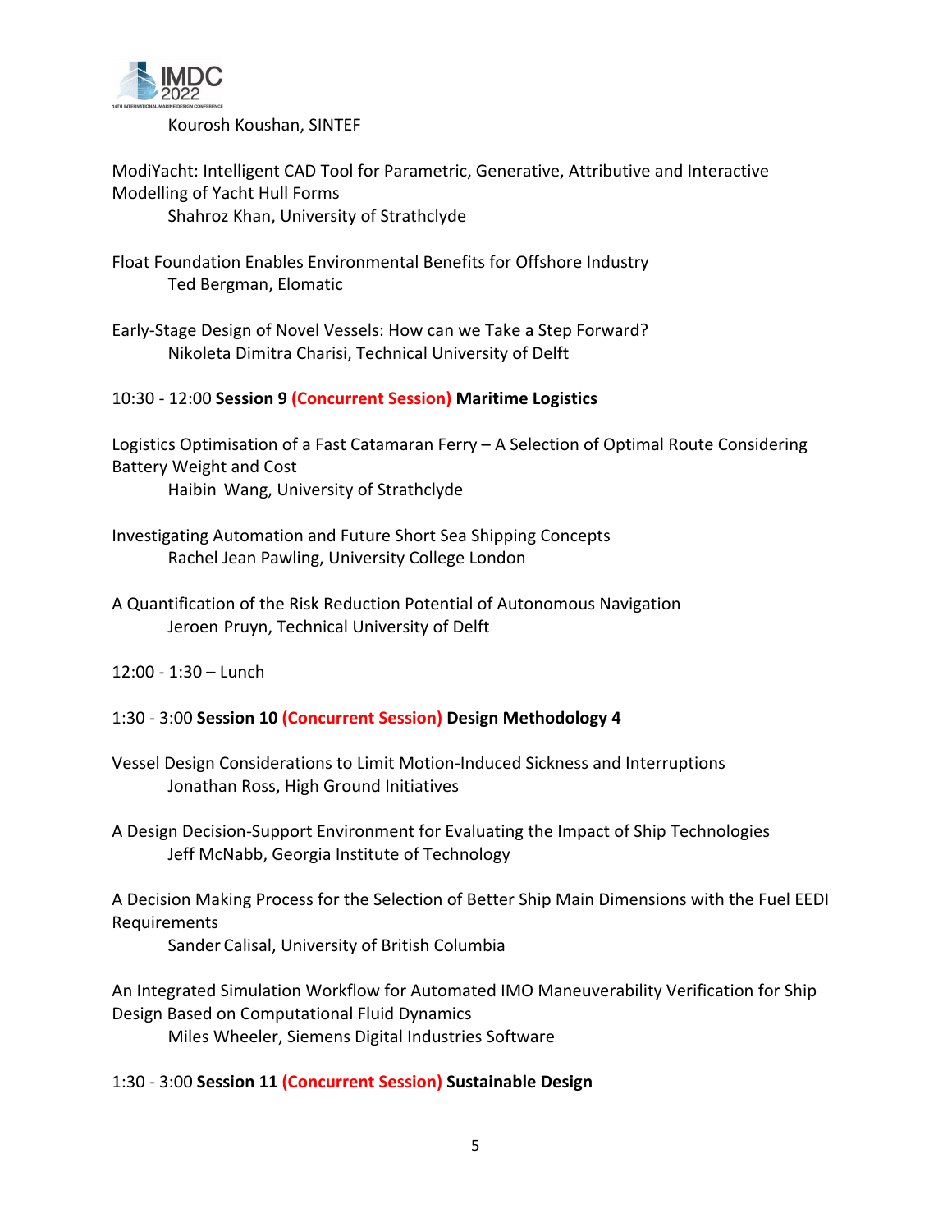Kourosh Koushan, SINTEF

ModiYacht: Intelligent CAD Tool for Parametric, Generative, Attributive and Interactive Modelling of Yacht Hull Forms
Shahroz Khan, University of Strathclyde

Float Foundation Enables Environmental Benefits for Offshore Industry
Ted Bergman, Elomatic

Early-Stage Design of Novel Vessels: How can we Take a Step Forward?
Nikoleta Dimitra Charisi, Technical University of Delft

10:30 - 12:00 **Session 9** **(Concurrent Session)** **Maritime Logistics**

Logistics Optimisation of a Fast Catamaran Ferry – A Selection of Optimal Route Considering Battery Weight and Cost
Haibin Wang, University of Strathclyde

Investigating Automation and Future Short Sea Shipping Concepts
Rachel Jean Pawling, University College London

A Quantification of the Risk Reduction Potential of Autonomous Navigation
Jeroen Pruyn, Technical University of Delft

12:00 - 1:30 – Lunch

1:30 - 3:00 **Session 10** **(Concurrent Session)** **Design Methodology 4**

Vessel Design Considerations to Limit Motion-Induced Sickness and Interruptions
Jonathan Ross, High Ground Initiatives

A Design Decision-Support Environment for Evaluating the Impact of Ship Technologies
Jeff McNabb, Georgia Institute of Technology

A Decision Making Process for the Selection of Better Ship Main Dimensions with the Fuel EEDI Requirements
Sander Calisal, University of British Columbia

An Integrated Simulation Workflow for Automated IMO Maneuverability Verification for Ship Design Based on Computational Fluid Dynamics
Miles Wheeler, Siemens Digital Industries Software

1:30 - 3:00 **Session 11** **(Concurrent Session)** **Sustainable Design**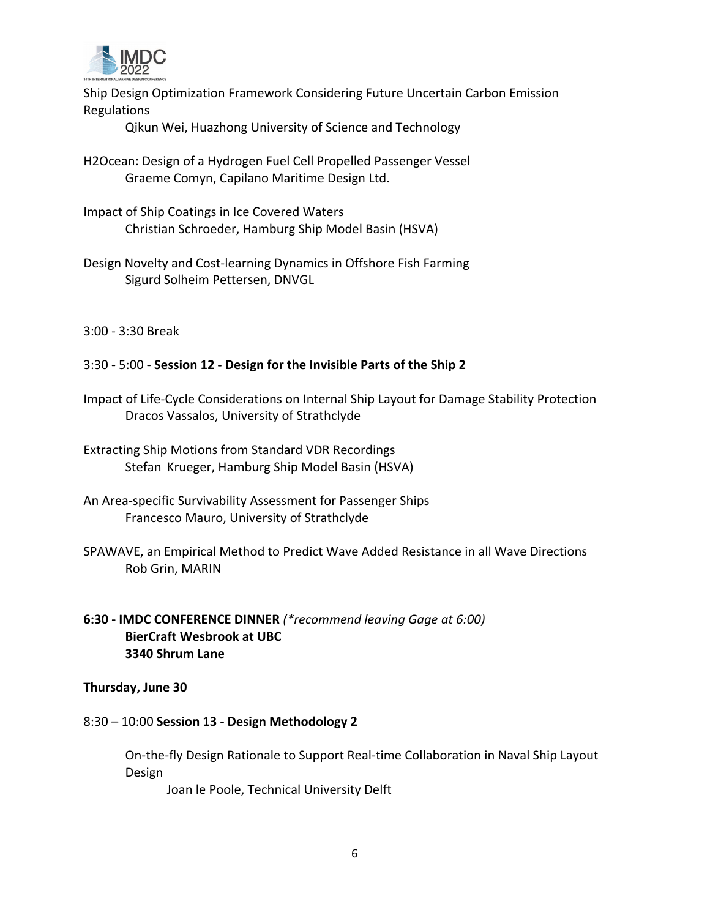Ship Design Optimization Framework Considering Future Uncertain Carbon Emission Regulations
    Qikun Wei, Huazhong University of Science and Technology

H2Ocean: Design of a Hydrogen Fuel Cell Propelled Passenger Vessel
    Graeme Comyn, Capilano Maritime Design Ltd.

Impact of Ship Coatings in Ice Covered Waters
    Christian Schroeder, Hamburg Ship Model Basin (HSVA)

Design Novelty and Cost-learning Dynamics in Offshore Fish Farming
    Sigurd Solheim Pettersen, DNVGL

3:00 - 3:30 Break

3:30 - 5:00 - **Session 12 - Design for the Invisible Parts of the Ship 2**

Impact of Life-Cycle Considerations on Internal Ship Layout for Damage Stability Protection
    Dracos Vassalos, University of Strathclyde

Extracting Ship Motions from Standard VDR Recordings
    Stefan Krueger, Hamburg Ship Model Basin (HSVA)

An Area-specific Survivability Assessment for Passenger Ships
    Francesco Mauro, University of Strathclyde

SPAWAVE, an Empirical Method to Predict Wave Added Resistance in all Wave Directions
    Rob Grin, MARIN

**6:30 - IMDC CONFERENCE DINNER** *(*recommend leaving Gage at 6:00)*
**BierCraft Wesbrook at UBC**
**3340 Shrum Lane**

**Thursday, June 30**

8:30 – 10:00 **Session 13 - Design Methodology 2**

On-the-fly Design Rationale to Support Real-time Collaboration in Naval Ship Layout Design
    Joan le Poole, Technical University Delft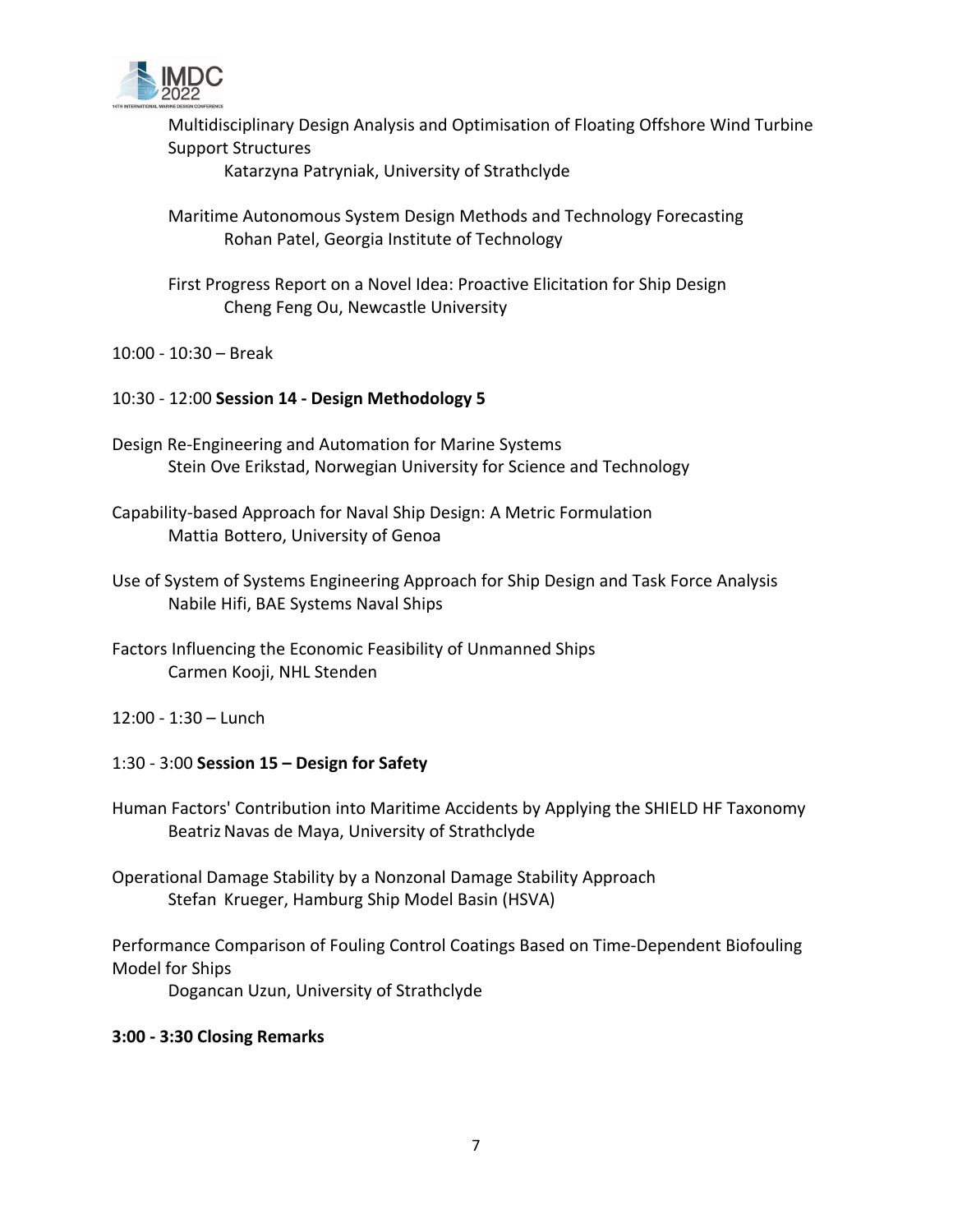Multidisciplinary Design Analysis and Optimisation of Floating Offshore Wind Turbine Support Structures
Katarzyna Patryniak, University of Strathclyde

Maritime Autonomous System Design Methods and Technology Forecasting
Rohan Patel, Georgia Institute of Technology

First Progress Report on a Novel Idea: Proactive Elicitation for Ship Design
Cheng Feng Ou, Newcastle University

10:00 - 10:30 – Break

10:30 - 12:00 **Session 14 - Design Methodology 5**

Design Re-Engineering and Automation for Marine Systems
Stein Ove Erikstad, Norwegian University for Science and Technology

Capability-based Approach for Naval Ship Design: A Metric Formulation
Mattia Bottero, University of Genoa

Use of System of Systems Engineering Approach for Ship Design and Task Force Analysis
Nabile Hifi, BAE Systems Naval Ships

Factors Influencing the Economic Feasibility of Unmanned Ships
Carmen Kooji, NHL Stenden

12:00 - 1:30 – Lunch

1:30 - 3:00 **Session 15 – Design for Safety**

Human Factors' Contribution into Maritime Accidents by Applying the SHIELD HF Taxonomy
Beatriz Navas de Maya, University of Strathclyde

Operational Damage Stability by a Nonzonal Damage Stability Approach
Stefan Krueger, Hamburg Ship Model Basin (HSVA)

Performance Comparison of Fouling Control Coatings Based on Time-Dependent Biofouling Model for Ships
Dogancan Uzun, University of Strathclyde

**3:00 - 3:30 Closing Remarks**